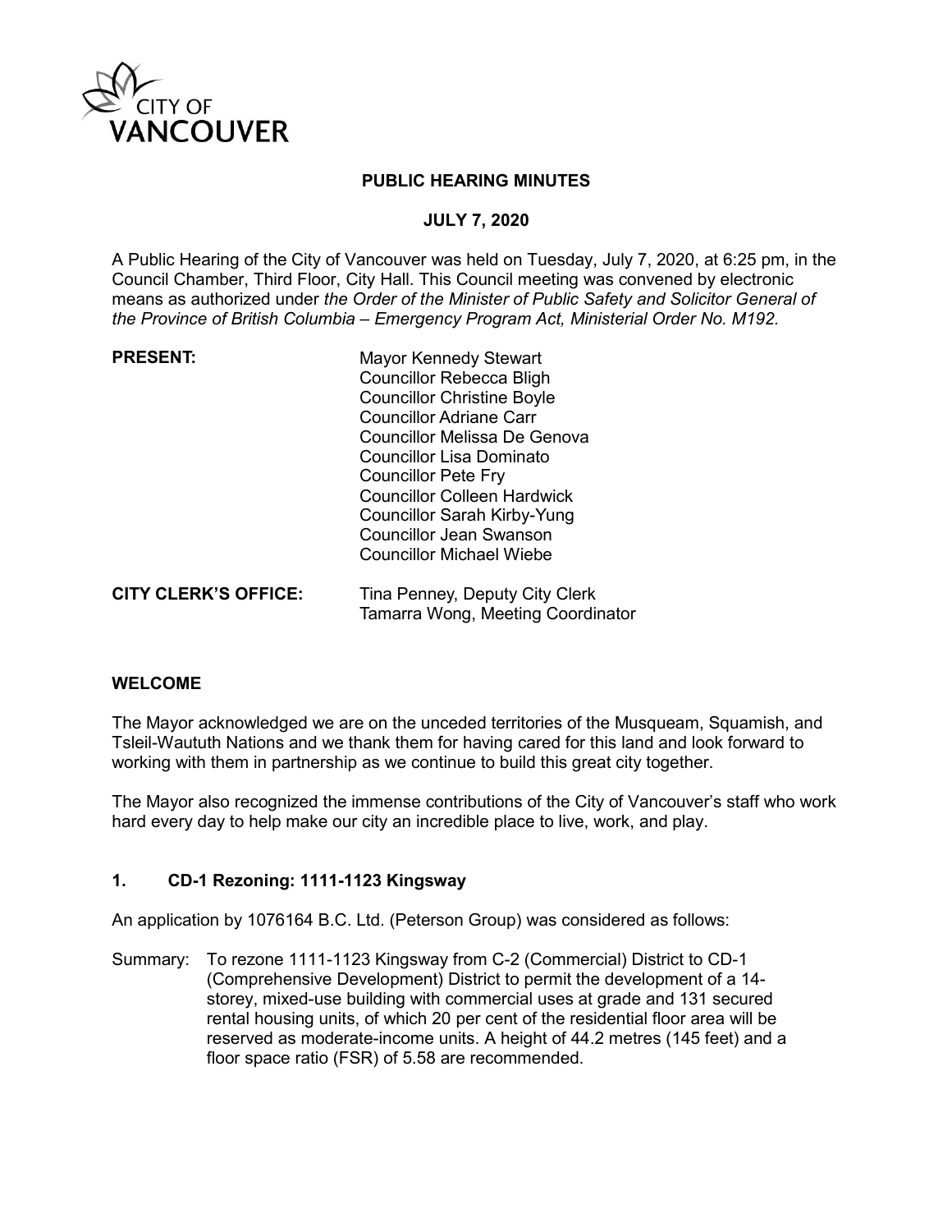CITY OF VANCOUVER

# PUBLIC HEARING MINUTES

## JULY 7, 2020

A Public Hearing of the City of Vancouver was held on Tuesday, July 7, 2020, at 6:25 pm, in the Council Chamber, Third Floor, City Hall. This Council meeting was convened by electronic means as authorized under *the Order of the Minister of Public Safety and Solicitor General of the Province of British Columbia – Emergency Program Act, Ministerial Order No. M192*.

**PRESENT:**

Mayor Kennedy Stewart
Councillor Rebecca Bligh
Councillor Christine Boyle
Councillor Adriane Carr
Councillor Melissa De Genova
Councillor Lisa Dominato
Councillor Pete Fry
Councillor Colleen Hardwick
Councillor Sarah Kirby-Yung
Councillor Jean Swanson
Councillor Michael Wiebe

**CITY CLERK'S OFFICE:**

Tina Penney, Deputy City Clerk
Tamarra Wong, Meeting Coordinator

### WELCOME

The Mayor acknowledged we are on the unceded territories of the Musqueam, Squamish, and Tsleil-Waututh Nations and we thank them for having cared for this land and look forward to working with them in partnership as we continue to build this great city together.

The Mayor also recognized the immense contributions of the City of Vancouver's staff who work hard every day to help make our city an incredible place to live, work, and play.

### 1. CD-1 Rezoning: 1111-1123 Kingsway

An application by 1076164 B.C. Ltd. (Peterson Group) was considered as follows:

Summary: To rezone 1111-1123 Kingsway from C-2 (Commercial) District to CD-1 (Comprehensive Development) District to permit the development of a 14-storey, mixed-use building with commercial uses at grade and 131 secured rental housing units, of which 20 per cent of the residential floor area will be reserved as moderate-income units. A height of 44.2 metres (145 feet) and a floor space ratio (FSR) of 5.58 are recommended.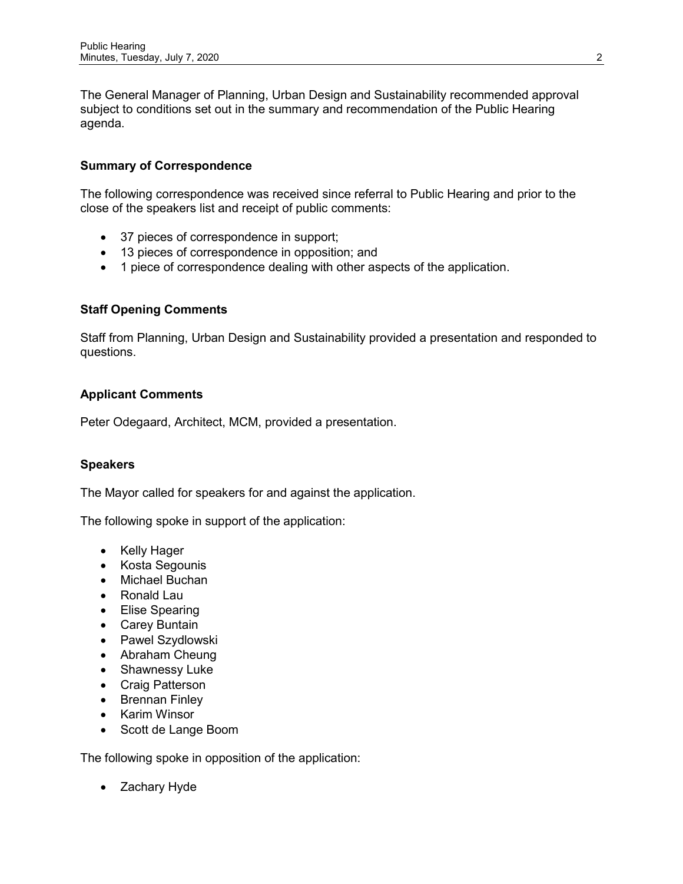The General Manager of Planning, Urban Design and Sustainability recommended approval subject to conditions set out in the summary and recommendation of the Public Hearing agenda.

**Summary of Correspondence**

The following correspondence was received since referral to Public Hearing and prior to the close of the speakers list and receipt of public comments:

- 37 pieces of correspondence in support;
- 13 pieces of correspondence in opposition; and
- 1 piece of correspondence dealing with other aspects of the application.

**Staff Opening Comments**

Staff from Planning, Urban Design and Sustainability provided a presentation and responded to questions.

**Applicant Comments**

Peter Odegaard, Architect, MCM, provided a presentation.

**Speakers**

The Mayor called for speakers for and against the application.

The following spoke in support of the application:

- Kelly Hager
- Kosta Segounis
- Michael Buchan
- Ronald Lau
- Elise Spearing
- Carey Buntain
- Pawel Szydlowski
- Abraham Cheung
- Shawnessy Luke
- Craig Patterson
- Brennan Finley
- Karim Winsor
- Scott de Lange Boom

The following spoke in opposition of the application:

- Zachary Hyde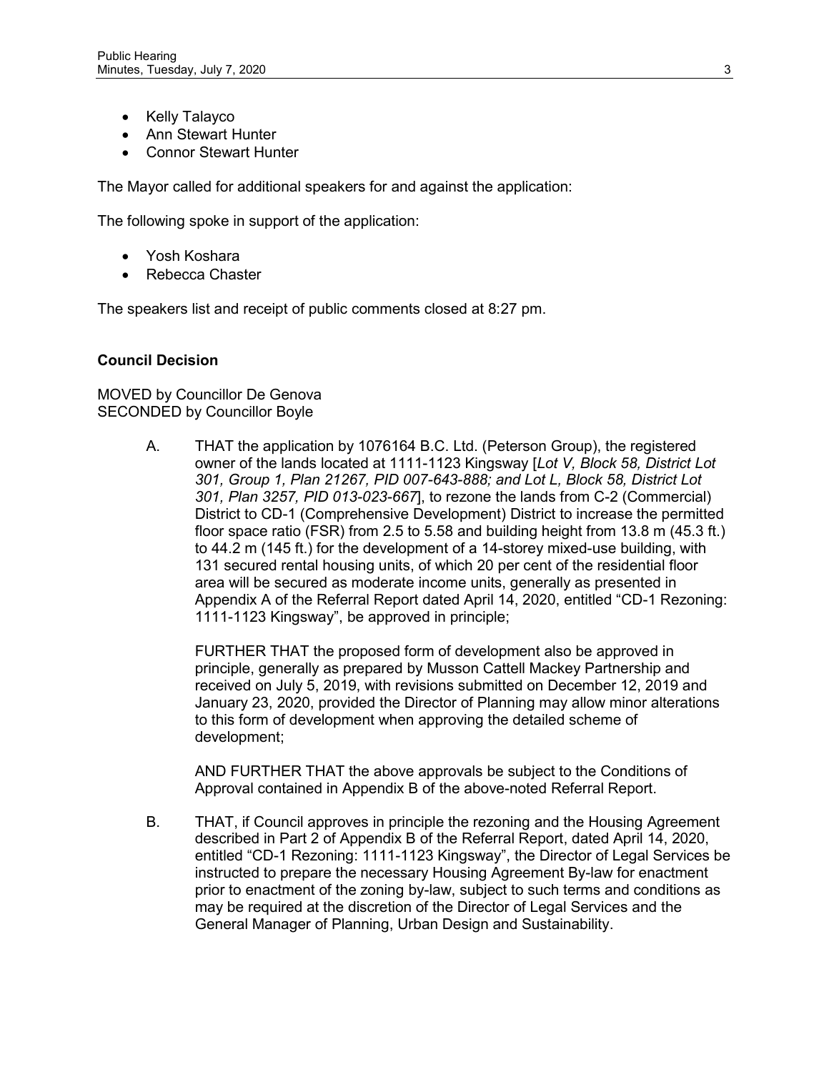- Kelly Talayco
- Ann Stewart Hunter
- Connor Stewart Hunter

The Mayor called for additional speakers for and against the application:

The following spoke in support of the application:

- Yosh Koshara
- Rebecca Chaster

The speakers list and receipt of public comments closed at 8:27 pm.

**Council Decision**

MOVED by Councillor De Genova
SECONDED by Councillor Boyle

A. THAT the application by 1076164 B.C. Ltd. (Peterson Group), the registered owner of the lands located at 1111-1123 Kingsway [*Lot V, Block 58, District Lot 301, Group 1, Plan 21267, PID 007-643-888; and Lot L, Block 58, District Lot 301, Plan 3257, PID 013-023-667*], to rezone the lands from C-2 (Commercial) District to CD-1 (Comprehensive Development) District to increase the permitted floor space ratio (FSR) from 2.5 to 5.58 and building height from 13.8 m (45.3 ft.) to 44.2 m (145 ft.) for the development of a 14-storey mixed-use building, with 131 secured rental housing units, of which 20 per cent of the residential floor area will be secured as moderate income units, generally as presented in Appendix A of the Referral Report dated April 14, 2020, entitled "CD-1 Rezoning: 1111-1123 Kingsway", be approved in principle;

FURTHER THAT the proposed form of development also be approved in principle, generally as prepared by Musson Cattell Mackey Partnership and received on July 5, 2019, with revisions submitted on December 12, 2019 and January 23, 2020, provided the Director of Planning may allow minor alterations to this form of development when approving the detailed scheme of development;

AND FURTHER THAT the above approvals be subject to the Conditions of Approval contained in Appendix B of the above-noted Referral Report.

B. THAT, if Council approves in principle the rezoning and the Housing Agreement described in Part 2 of Appendix B of the Referral Report, dated April 14, 2020, entitled "CD-1 Rezoning: 1111-1123 Kingsway", the Director of Legal Services be instructed to prepare the necessary Housing Agreement By-law for enactment prior to enactment of the zoning by-law, subject to such terms and conditions as may be required at the discretion of the Director of Legal Services and the General Manager of Planning, Urban Design and Sustainability.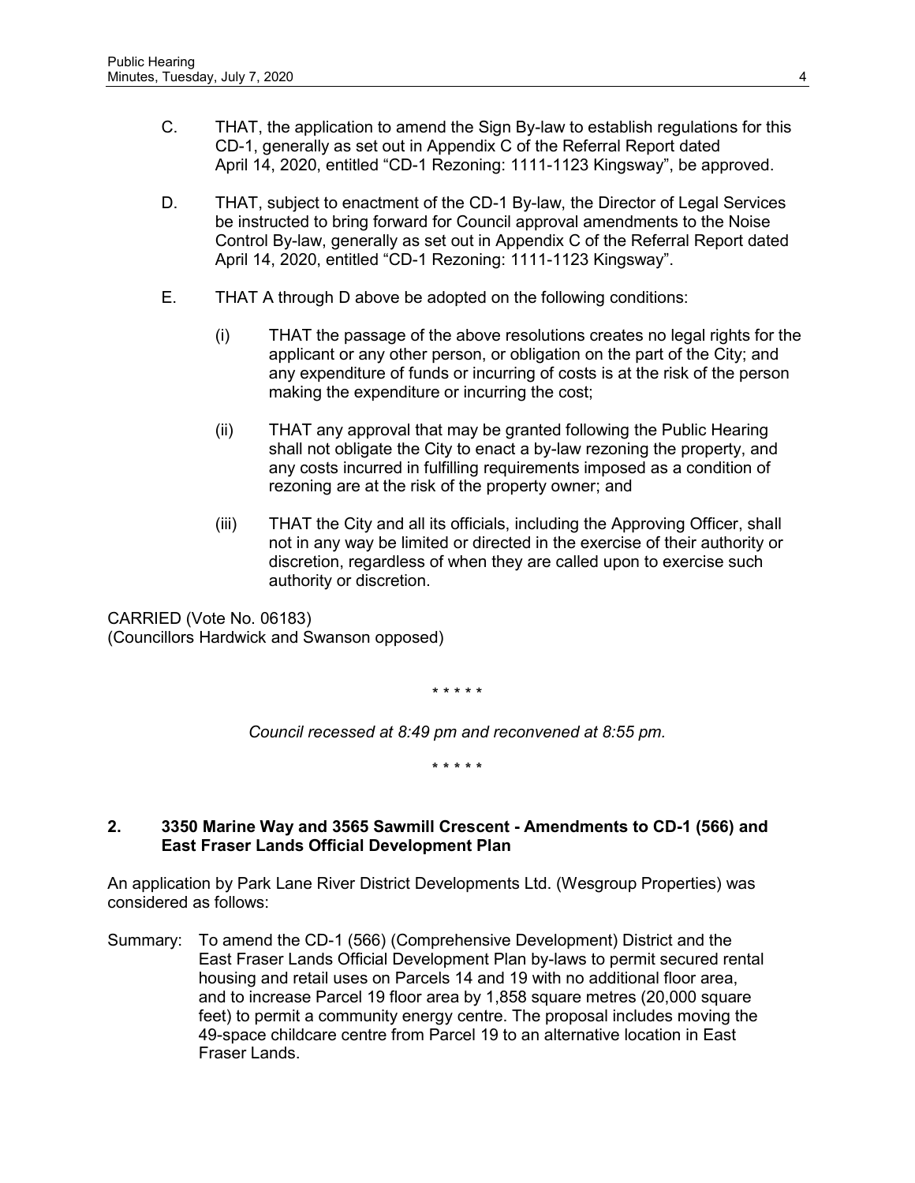C. THAT, the application to amend the Sign By-law to establish regulations for this CD-1, generally as set out in Appendix C of the Referral Report dated April 14, 2020, entitled "CD-1 Rezoning: 1111-1123 Kingsway", be approved.

D. THAT, subject to enactment of the CD-1 By-law, the Director of Legal Services be instructed to bring forward for Council approval amendments to the Noise Control By-law, generally as set out in Appendix C of the Referral Report dated April 14, 2020, entitled "CD-1 Rezoning: 1111-1123 Kingsway".

E. THAT A through D above be adopted on the following conditions:

(i) THAT the passage of the above resolutions creates no legal rights for the applicant or any other person, or obligation on the part of the City; and any expenditure of funds or incurring of costs is at the risk of the person making the expenditure or incurring the cost;

(ii) THAT any approval that may be granted following the Public Hearing shall not obligate the City to enact a by-law rezoning the property, and any costs incurred in fulfilling requirements imposed as a condition of rezoning are at the risk of the property owner; and

(iii) THAT the City and all its officials, including the Approving Officer, shall not in any way be limited or directed in the exercise of their authority or discretion, regardless of when they are called upon to exercise such authority or discretion.

CARRIED (Vote No. 06183)
(Councillors Hardwick and Swanson opposed)

\* \* \* \* \*

*Council recessed at 8:49 pm and reconvened at 8:55 pm.*

\* \* \* \* \*

## 2. 3350 Marine Way and 3565 Sawmill Crescent - Amendments to CD-1 (566) and East Fraser Lands Official Development Plan

An application by Park Lane River District Developments Ltd. (Wesgroup Properties) was considered as follows:

Summary: To amend the CD-1 (566) (Comprehensive Development) District and the East Fraser Lands Official Development Plan by-laws to permit secured rental housing and retail uses on Parcels 14 and 19 with no additional floor area, and to increase Parcel 19 floor area by 1,858 square metres (20,000 square feet) to permit a community energy centre. The proposal includes moving the 49-space childcare centre from Parcel 19 to an alternative location in East Fraser Lands.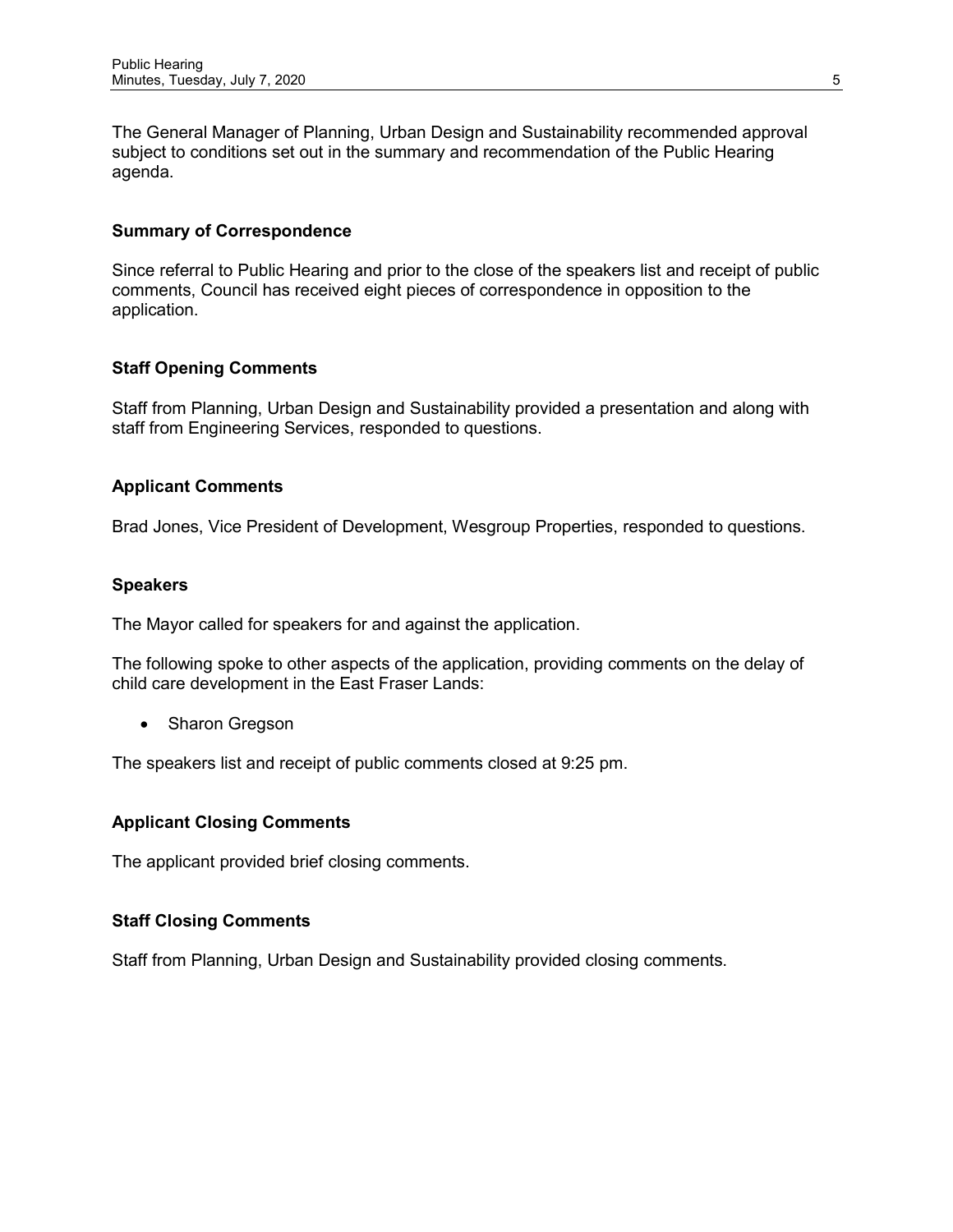The General Manager of Planning, Urban Design and Sustainability recommended approval subject to conditions set out in the summary and recommendation of the Public Hearing agenda.

**Summary of Correspondence**

Since referral to Public Hearing and prior to the close of the speakers list and receipt of public comments, Council has received eight pieces of correspondence in opposition to the application.

**Staff Opening Comments**

Staff from Planning, Urban Design and Sustainability provided a presentation and along with staff from Engineering Services, responded to questions.

**Applicant Comments**

Brad Jones, Vice President of Development, Wesgroup Properties, responded to questions.

**Speakers**

The Mayor called for speakers for and against the application.

The following spoke to other aspects of the application, providing comments on the delay of child care development in the East Fraser Lands:

- Sharon Gregson

The speakers list and receipt of public comments closed at 9:25 pm.

**Applicant Closing Comments**

The applicant provided brief closing comments.

**Staff Closing Comments**

Staff from Planning, Urban Design and Sustainability provided closing comments.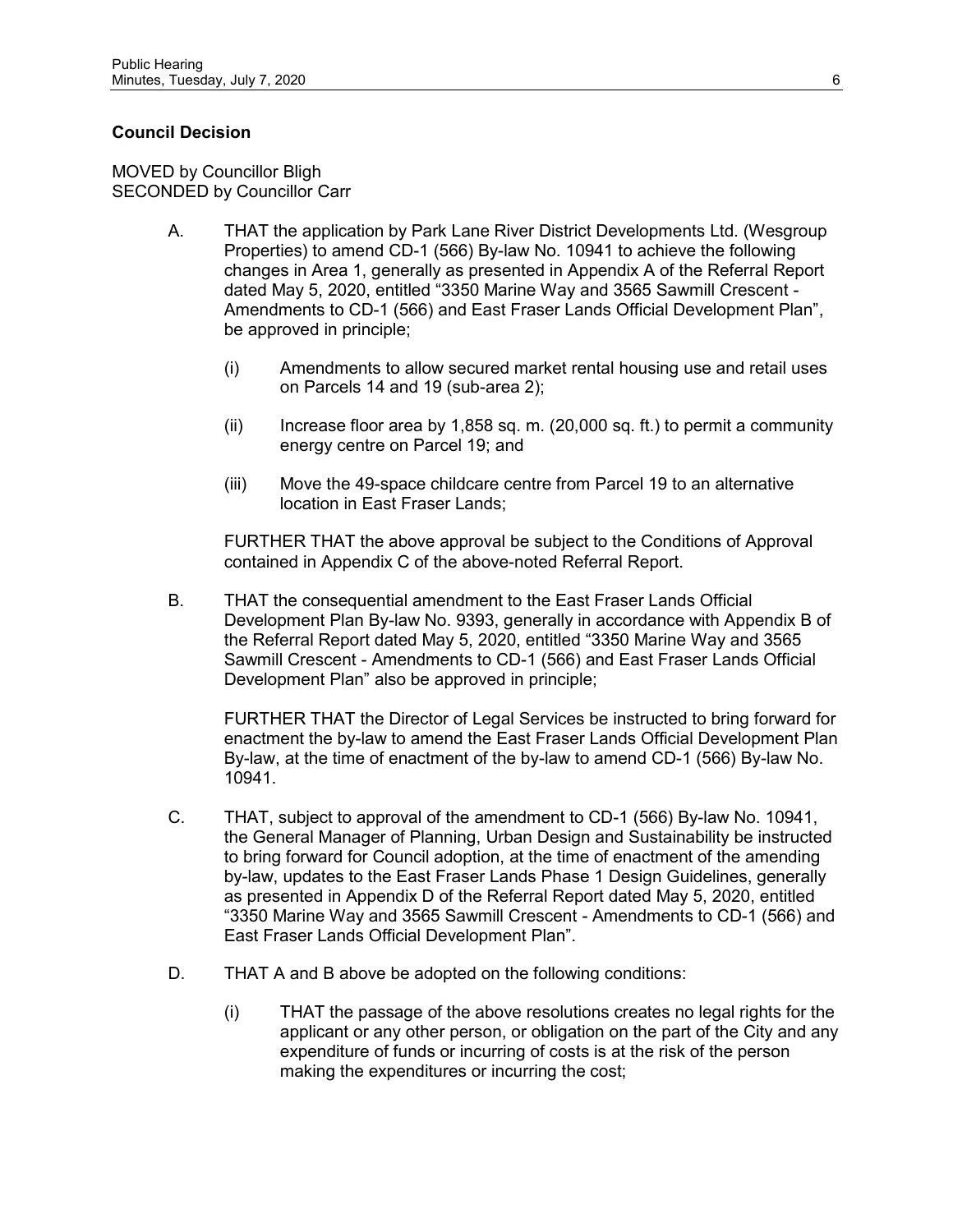**Council Decision**

MOVED by Councillor Bligh
SECONDED by Councillor Carr

A. THAT the application by Park Lane River District Developments Ltd. (Wesgroup Properties) to amend CD-1 (566) By-law No. 10941 to achieve the following changes in Area 1, generally as presented in Appendix A of the Referral Report dated May 5, 2020, entitled "3350 Marine Way and 3565 Sawmill Crescent - Amendments to CD-1 (566) and East Fraser Lands Official Development Plan", be approved in principle;

   (i) Amendments to allow secured market rental housing use and retail uses on Parcels 14 and 19 (sub-area 2);

   (ii) Increase floor area by 1,858 sq. m. (20,000 sq. ft.) to permit a community energy centre on Parcel 19; and

   (iii) Move the 49-space childcare centre from Parcel 19 to an alternative location in East Fraser Lands;

   FURTHER THAT the above approval be subject to the Conditions of Approval contained in Appendix C of the above-noted Referral Report.

B. THAT the consequential amendment to the East Fraser Lands Official Development Plan By-law No. 9393, generally in accordance with Appendix B of the Referral Report dated May 5, 2020, entitled "3350 Marine Way and 3565 Sawmill Crescent - Amendments to CD-1 (566) and East Fraser Lands Official Development Plan" also be approved in principle;

   FURTHER THAT the Director of Legal Services be instructed to bring forward for enactment the by-law to amend the East Fraser Lands Official Development Plan By-law, at the time of enactment of the by-law to amend CD-1 (566) By-law No. 10941.

C. THAT, subject to approval of the amendment to CD-1 (566) By-law No. 10941, the General Manager of Planning, Urban Design and Sustainability be instructed to bring forward for Council adoption, at the time of enactment of the amending by-law, updates to the East Fraser Lands Phase 1 Design Guidelines, generally as presented in Appendix D of the Referral Report dated May 5, 2020, entitled "3350 Marine Way and 3565 Sawmill Crescent - Amendments to CD-1 (566) and East Fraser Lands Official Development Plan".

D. THAT A and B above be adopted on the following conditions:

   (i) THAT the passage of the above resolutions creates no legal rights for the applicant or any other person, or obligation on the part of the City and any expenditure of funds or incurring of costs is at the risk of the person making the expenditures or incurring the cost;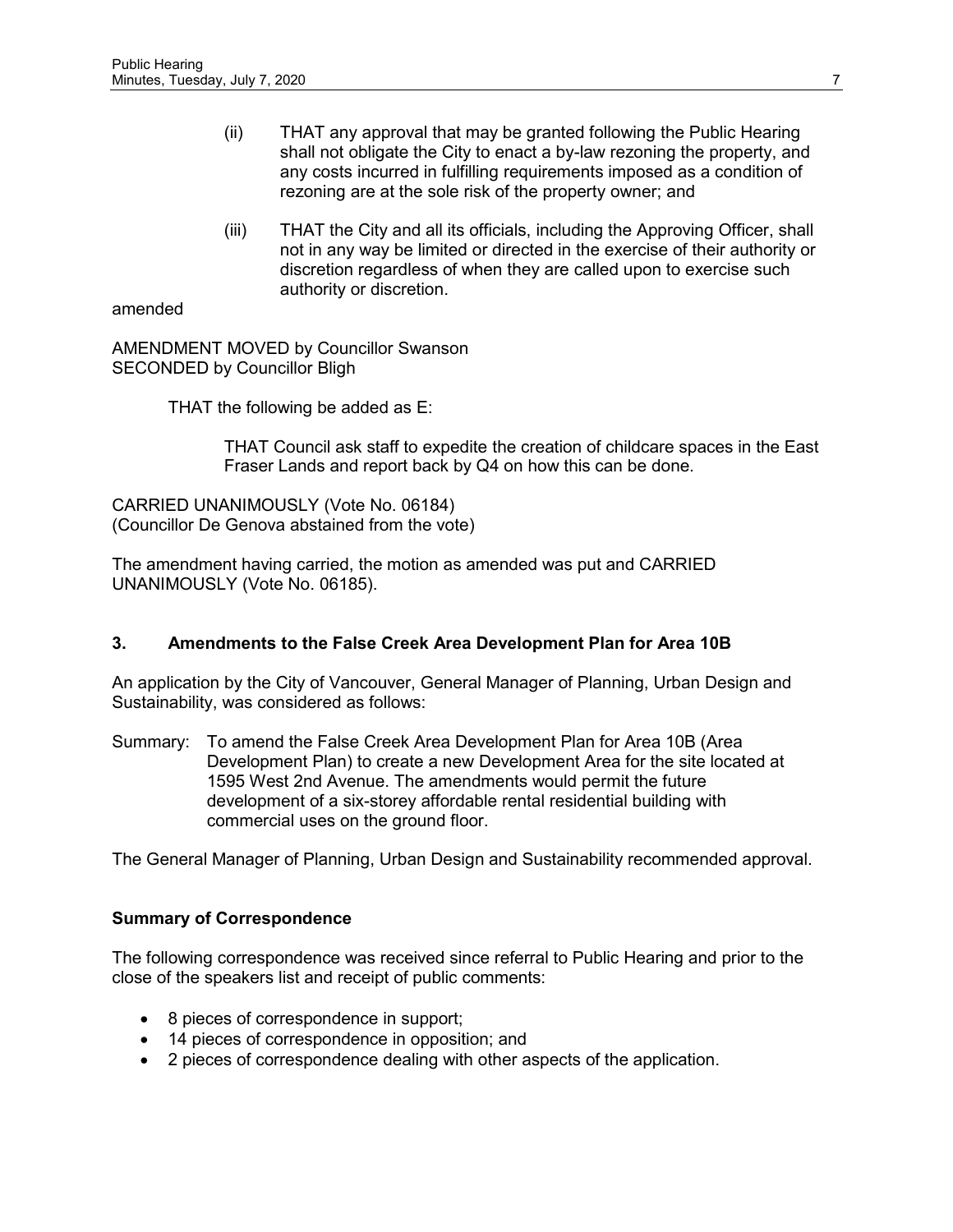(ii) THAT any approval that may be granted following the Public Hearing shall not obligate the City to enact a by-law rezoning the property, and any costs incurred in fulfilling requirements imposed as a condition of rezoning are at the sole risk of the property owner; and

(iii) THAT the City and all its officials, including the Approving Officer, shall not in any way be limited or directed in the exercise of their authority or discretion regardless of when they are called upon to exercise such authority or discretion.

amended

AMENDMENT MOVED by Councillor Swanson
SECONDED by Councillor Bligh

THAT the following be added as E:

THAT Council ask staff to expedite the creation of childcare spaces in the East Fraser Lands and report back by Q4 on how this can be done.

CARRIED UNANIMOUSLY (Vote No. 06184)
(Councillor De Genova abstained from the vote)

The amendment having carried, the motion as amended was put and CARRIED UNANIMOUSLY (Vote No. 06185).

### 3. Amendments to the False Creek Area Development Plan for Area 10B

An application by the City of Vancouver, General Manager of Planning, Urban Design and Sustainability, was considered as follows:

Summary: To amend the False Creek Area Development Plan for Area 10B (Area Development Plan) to create a new Development Area for the site located at 1595 West 2nd Avenue. The amendments would permit the future development of a six-storey affordable rental residential building with commercial uses on the ground floor.

The General Manager of Planning, Urban Design and Sustainability recommended approval.

#### Summary of Correspondence

The following correspondence was received since referral to Public Hearing and prior to the close of the speakers list and receipt of public comments:

- 8 pieces of correspondence in support;
- 14 pieces of correspondence in opposition; and
- 2 pieces of correspondence dealing with other aspects of the application.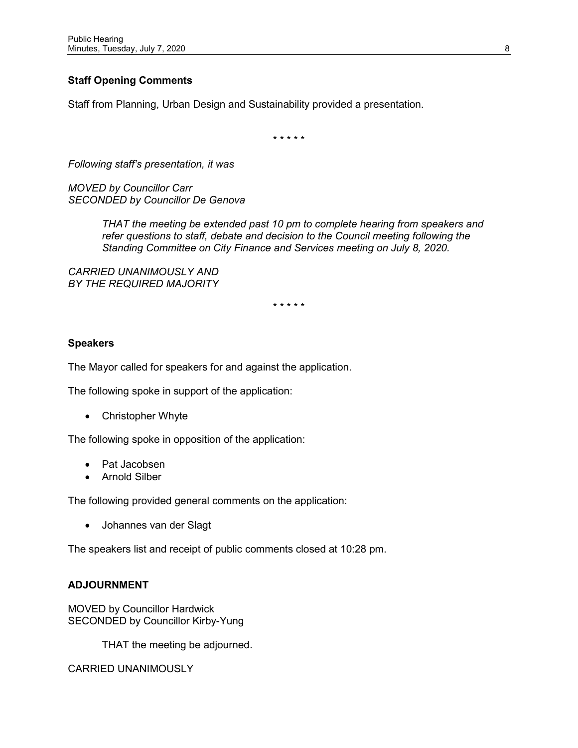**Staff Opening Comments**

Staff from Planning, Urban Design and Sustainability provided a presentation.

\* \* \* \* \*

*Following staff's presentation, it was*

*MOVED by Councillor Carr*
*SECONDED by Councillor De Genova*

> *THAT the meeting be extended past 10 pm to complete hearing from speakers and refer questions to staff, debate and decision to the Council meeting following the Standing Committee on City Finance and Services meeting on July 8, 2020.*

*CARRIED UNANIMOUSLY AND*
*BY THE REQUIRED MAJORITY*

\* \* \* \* \*

**Speakers**

The Mayor called for speakers for and against the application.

The following spoke in support of the application:

- Christopher Whyte

The following spoke in opposition of the application:

- Pat Jacobsen
- Arnold Silber

The following provided general comments on the application:

- Johannes van der Slagt

The speakers list and receipt of public comments closed at 10:28 pm.

**ADJOURNMENT**

MOVED by Councillor Hardwick
SECONDED by Councillor Kirby-Yung

> THAT the meeting be adjourned.

CARRIED UNANIMOUSLY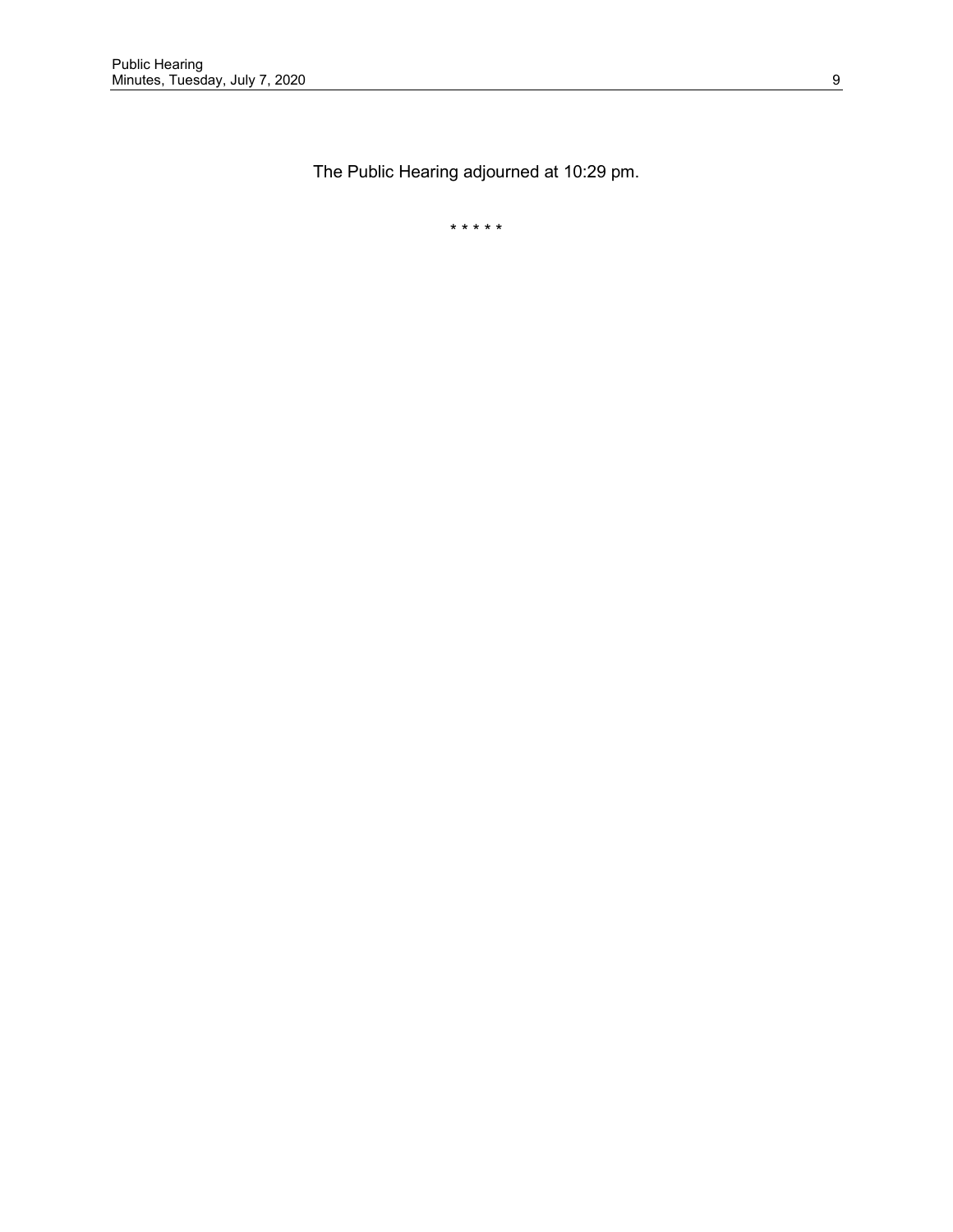The Public Hearing adjourned at 10:29 pm.

* * * * *